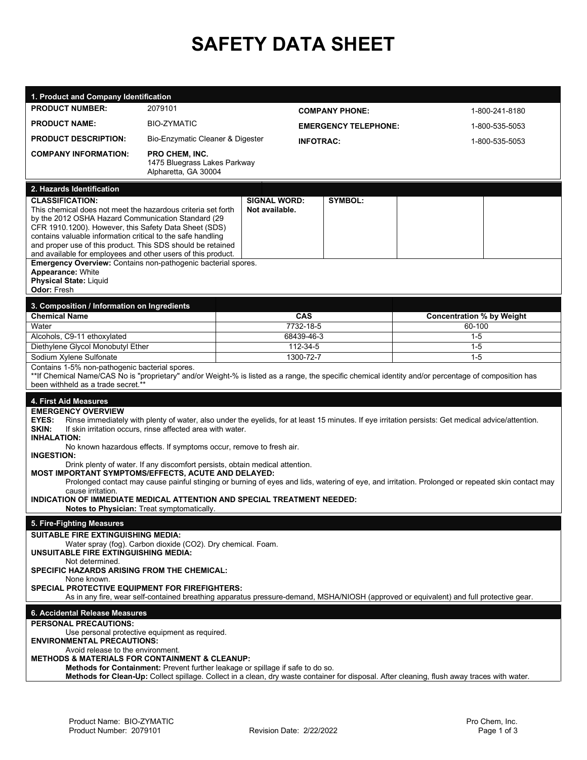# SAFETY DATA SHEET

## 1. Product and Company Identification

| | | | |
|---|---|---|---|
| **PRODUCT NUMBER:** | 2079101 | **COMPANY PHONE:** | 1-800-241-8180 |
| **PRODUCT NAME:** | BIO-ZYMATIC | **EMERGENCY TELEPHONE:** | 1-800-535-5053 |
| **PRODUCT DESCRIPTION:** | Bio-Enzymatic Cleaner & Digester | **INFOTRAC:** | 1-800-535-5053 |
| **COMPANY INFORMATION:** | **PRO CHEM, INC.** 1475 Bluegrass Lakes Parkway Alpharetta, GA 30004 | | |

## 2. Hazards Identification

| **CLASSIFICATION:** | **SIGNAL WORD:** | **SYMBOL:** | | |
|---|---|---|---|---|
| This chemical does not meet the hazardous criteria set forth by the 2012 OSHA Hazard Communication Standard (29 CFR 1910.1200). However, this Safety Data Sheet (SDS) contains valuable information critical to the safe handling and proper use of this product. This SDS should be retained and available for employees and other users of this product. | **Not available.** | | | |

**Emergency Overview:** Contains non-pathogenic bacterial spores.
**Appearance:** White
**Physical State:** Liquid
**Odor:** Fresh

## 3. Composition / Information on Ingredients

| Chemical Name | CAS | Concentration % by Weight |
|---|---|---|
| Water | 7732-18-5 | 60-100 |
| Alcohols, C9-11 ethoxylated | 68439-46-3 | 1-5 |
| Diethylene Glycol Monobutyl Ether | 112-34-5 | 1-5 |
| Sodium Xylene Sulfonate | 1300-72-7 | 1-5 |

Contains 1-5% non-pathogenic bacterial spores.
**If Chemical Name/CAS No is "proprietary" and/or Weight-% is listed as a range, the specific chemical identity and/or percentage of composition has been withheld as a trade secret.**

## 4. First Aid Measures

**EMERGENCY OVERVIEW**

**EYES:** Rinse immediately with plenty of water, also under the eyelids, for at least 15 minutes. If eye irritation persists: Get medical advice/attention.

**SKIN:** If skin irritation occurs, rinse affected area with water.

**INHALATION:**
No known hazardous effects. If symptoms occur, remove to fresh air.

**INGESTION:**
Drink plenty of water. If any discomfort persists, obtain medical attention.

**MOST IMPORTANT SYMPTOMS/EFFECTS, ACUTE AND DELAYED:**
Prolonged contact may cause painful stinging or burning of eyes and lids, watering of eye, and irritation. Prolonged or repeated skin contact may cause irritation.

**INDICATION OF IMMEDIATE MEDICAL ATTENTION AND SPECIAL TREATMENT NEEDED:**
**Notes to Physician:** Treat symptomatically.

## 5. Fire-Fighting Measures

**SUITABLE FIRE EXTINGUISHING MEDIA:**
Water spray (fog). Carbon dioxide ($CO_2$). Dry chemical. Foam.

**UNSUITABLE FIRE EXTINGUISHING MEDIA:**
Not determined.

**SPECIFIC HAZARDS ARISING FROM THE CHEMICAL:**
None known.

**SPECIAL PROTECTIVE EQUIPMENT FOR FIREFIGHTERS:**
As in any fire, wear self-contained breathing apparatus pressure-demand, MSHA/NIOSH (approved or equivalent) and full protective gear.

## 6. Accidental Release Measures

**PERSONAL PRECAUTIONS:**
Use personal protective equipment as required.

**ENVIRONMENTAL PRECAUTIONS:**
Avoid release to the environment.

**METHODS & MATERIALS FOR CONTAINMENT & CLEANUP:**
**Methods for Containment:** Prevent further leakage or spillage if safe to do so.
**Methods for Clean-Up:** Collect spillage. Collect in a clean, dry waste container for disposal. After cleaning, flush away traces with water.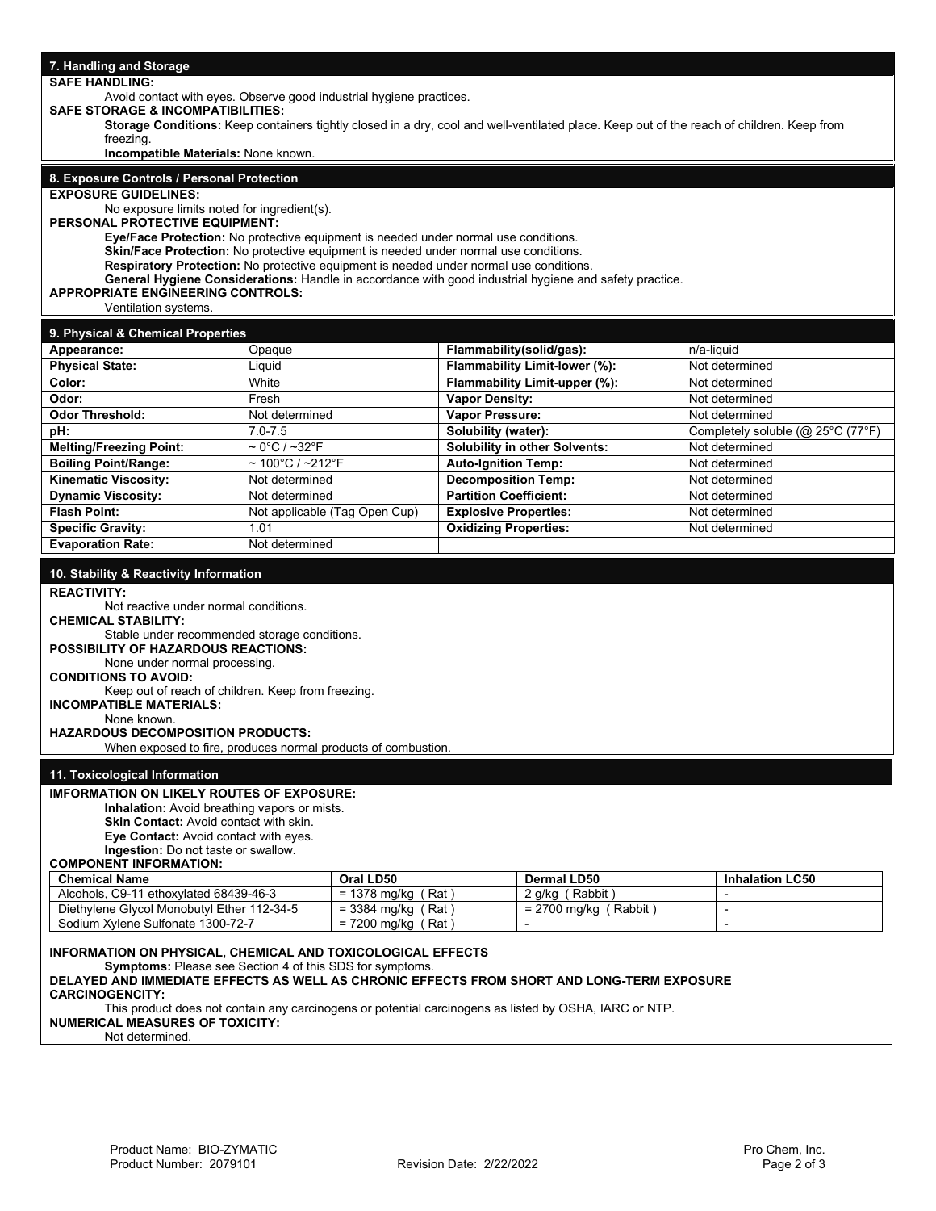## 7. Handling and Storage

**SAFE HANDLING:**

Avoid contact with eyes. Observe good industrial hygiene practices.

**SAFE STORAGE & INCOMPATIBILITIES:**

**Storage Conditions:** Keep containers tightly closed in a dry, cool and well-ventilated place. Keep out of the reach of children. Keep from freezing.

**Incompatible Materials:** None known.

## 8. Exposure Controls / Personal Protection

**EXPOSURE GUIDELINES:**

No exposure limits noted for ingredient(s).

**PERSONAL PROTECTIVE EQUIPMENT:**

**Eye/Face Protection:** No protective equipment is needed under normal use conditions.

**Skin/Face Protection:** No protective equipment is needed under normal use conditions.

**Respiratory Protection:** No protective equipment is needed under normal use conditions.

**General Hygiene Considerations:** Handle in accordance with good industrial hygiene and safety practice.

**APPROPRIATE ENGINEERING CONTROLS:**

Ventilation systems.

## 9. Physical & Chemical Properties

| | | | |
|---|---|---|---|
| **Appearance:** | Opaque | **Flammability(solid/gas):** | n/a-liquid |
| **Physical State:** | Liquid | **Flammability Limit-lower (%):** | Not determined |
| **Color:** | White | **Flammability Limit-upper (%):** | Not determined |
| **Odor:** | Fresh | **Vapor Density:** | Not determined |
| **Odor Threshold:** | Not determined | **Vapor Pressure:** | Not determined |
| **pH:** | 7.0-7.5 | **Solubility (water):** | Completely soluble (@ 25°C (77°F) |
| **Melting/Freezing Point:** | ~ 0°C / ~32°F | **Solubility in other Solvents:** | Not determined |
| **Boiling Point/Range:** | ~ 100°C / ~212°F | **Auto-Ignition Temp:** | Not determined |
| **Kinematic Viscosity:** | Not determined | **Decomposition Temp:** | Not determined |
| **Dynamic Viscosity:** | Not determined | **Partition Coefficient:** | Not determined |
| **Flash Point:** | Not applicable (Tag Open Cup) | **Explosive Properties:** | Not determined |
| **Specific Gravity:** | 1.01 | **Oxidizing Properties:** | Not determined |
| **Evaporation Rate:** | Not determined | | |

## 10. Stability & Reactivity Information

**REACTIVITY:**

Not reactive under normal conditions.

**CHEMICAL STABILITY:**

Stable under recommended storage conditions.

**POSSIBILITY OF HAZARDOUS REACTIONS:**

None under normal processing.

**CONDITIONS TO AVOID:**

Keep out of reach of children. Keep from freezing.

**INCOMPATIBLE MATERIALS:**

None known.

**HAZARDOUS DECOMPOSITION PRODUCTS:**

When exposed to fire, produces normal products of combustion.

## 11. Toxicological Information

**IMFORMATION ON LIKELY ROUTES OF EXPOSURE:**

**Inhalation:** Avoid breathing vapors or mists.

**Skin Contact:** Avoid contact with skin.

**Eye Contact:** Avoid contact with eyes.

**Ingestion:** Do not taste or swallow.

**COMPONENT INFORMATION:**

| Chemical Name | Oral LD50 | Dermal LD50 | Inhalation LC50 |
|---|---|---|---|
| Alcohols, C9-11 ethoxylated 68439-46-3 | = 1378 mg/kg ( Rat ) | 2 g/kg ( Rabbit ) | - |
| Diethylene Glycol Monobutyl Ether 112-34-5 | = 3384 mg/kg ( Rat ) | = 2700 mg/kg ( Rabbit ) | - |
| Sodium Xylene Sulfonate 1300-72-7 | = 7200 mg/kg ( Rat ) | - | - |

**INFORMATION ON PHYSICAL, CHEMICAL AND TOXICOLOGICAL EFFECTS**

**Symptoms:** Please see Section 4 of this SDS for symptoms.

**DELAYED AND IMMEDIATE EFFECTS AS WELL AS CHRONIC EFFECTS FROM SHORT AND LONG-TERM EXPOSURE**

**CARCINOGENCITY:**

This product does not contain any carcinogens or potential carcinogens as listed by OSHA, IARC or NTP.

**NUMERICAL MEASURES OF TOXICITY:**

Not determined.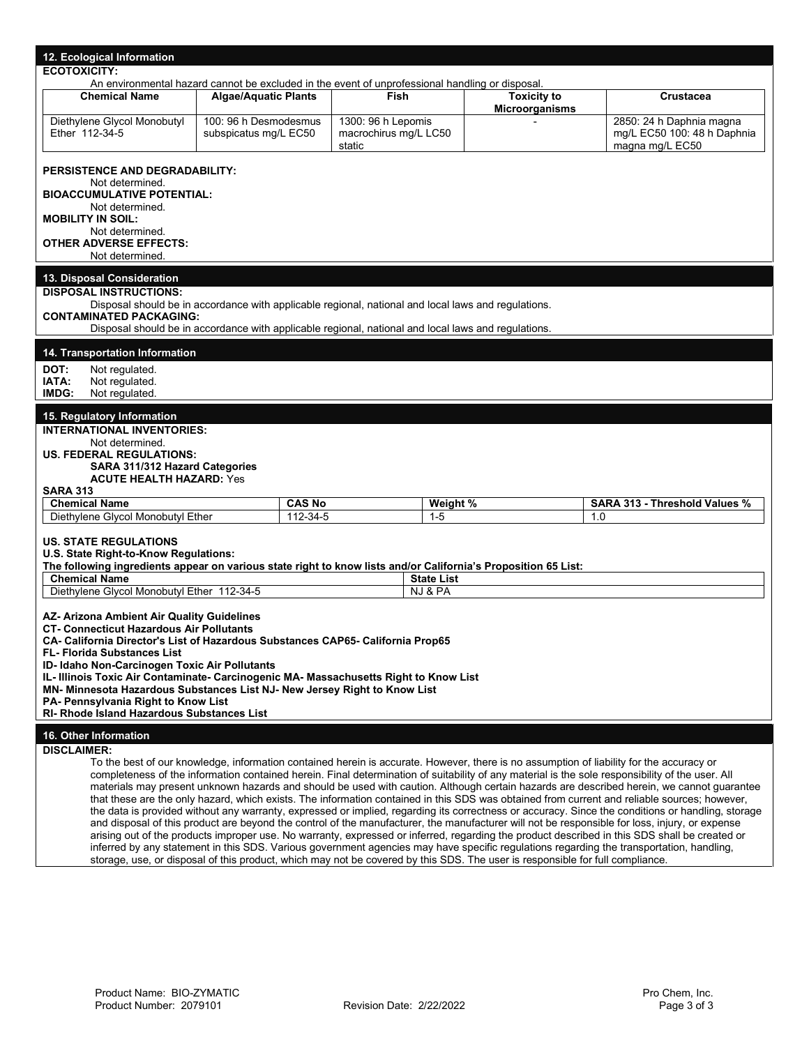## 12. Ecological Information

**ECOTOXICITY:**

An environmental hazard cannot be excluded in the event of unprofessional handling or disposal.

| Chemical Name | Algae/Aquatic Plants | Fish | Toxicity to Microorganisms | Crustacea |
|---|---|---|---|---|
| Diethylene Glycol Monobutyl Ether 112-34-5 | 100: 96 h Desmodesmus subspicatus mg/L EC50 | 1300: 96 h Lepomis macrochirus mg/L LC50 static | - | 2850: 24 h Daphnia magna mg/L EC50 100: 48 h Daphnia magna mg/L EC50 |

**PERSISTENCE AND DEGRADABILITY:**

Not determined.

**BIOACCUMULATIVE POTENTIAL:**

Not determined.

**MOBILITY IN SOIL:**

Not determined.

**OTHER ADVERSE EFFECTS:**

Not determined.

## 13. Disposal Consideration

**DISPOSAL INSTRUCTIONS:**

Disposal should be in accordance with applicable regional, national and local laws and regulations.

**CONTAMINATED PACKAGING:**

Disposal should be in accordance with applicable regional, national and local laws and regulations.

## 14. Transportation Information

**DOT:** Not regulated.
**IATA:** Not regulated.
**IMDG:** Not regulated.

## 15. Regulatory Information

**INTERNATIONAL INVENTORIES:**

Not determined.

**US. FEDERAL REGULATIONS:**

**SARA 311/312 Hazard Categories**

**ACUTE HEALTH HAZARD:** Yes

**SARA 313**

| Chemical Name | CAS No | Weight % | SARA 313 - Threshold Values % |
|---|---|---|---|
| Diethylene Glycol Monobutyl Ether | 112-34-5 | 1-5 | 1.0 |

**US. STATE REGULATIONS**

**U.S. State Right-to-Know Regulations:**

**The following ingredients appear on various state right to know lists and/or California's Proposition 65 List:**

| Chemical Name | State List |
|---|---|
| Diethylene Glycol Monobutyl Ether 112-34-5 | NJ & PA |

**AZ- Arizona Ambient Air Quality Guidelines**
**CT- Connecticut Hazardous Air Pollutants**
**CA- California Director's List of Hazardous Substances CAP65- California Prop65**
**FL- Florida Substances List**
**ID- Idaho Non-Carcinogen Toxic Air Pollutants**
**IL- Illinois Toxic Air Contaminate- Carcinogenic MA- Massachusetts Right to Know List**
**MN- Minnesota Hazardous Substances List NJ- New Jersey Right to Know List**
**PA- Pennsylvania Right to Know List**
**RI- Rhode Island Hazardous Substances List**

## 16. Other Information

**DISCLAIMER:**

To the best of our knowledge, information contained herein is accurate. However, there is no assumption of liability for the accuracy or completeness of the information contained herein. Final determination of suitability of any material is the sole responsibility of the user. All materials may present unknown hazards and should be used with caution. Although certain hazards are described herein, we cannot guarantee that these are the only hazard, which exists. The information contained in this SDS was obtained from current and reliable sources; however, the data is provided without any warranty, expressed or implied, regarding its correctness or accuracy. Since the conditions or handling, storage and disposal of this product are beyond the control of the manufacturer, the manufacturer will not be responsible for loss, injury, or expense arising out of the products improper use. No warranty, expressed or inferred, regarding the product described in this SDS shall be created or inferred by any statement in this SDS. Various government agencies may have specific regulations regarding the transportation, handling, storage, use, or disposal of this product, which may not be covered by this SDS. The user is responsible for full compliance.

Product Name: BIO-ZYMATIC
Product Number: 2079101
Revision Date: 2/22/2022
Pro Chem, Inc.